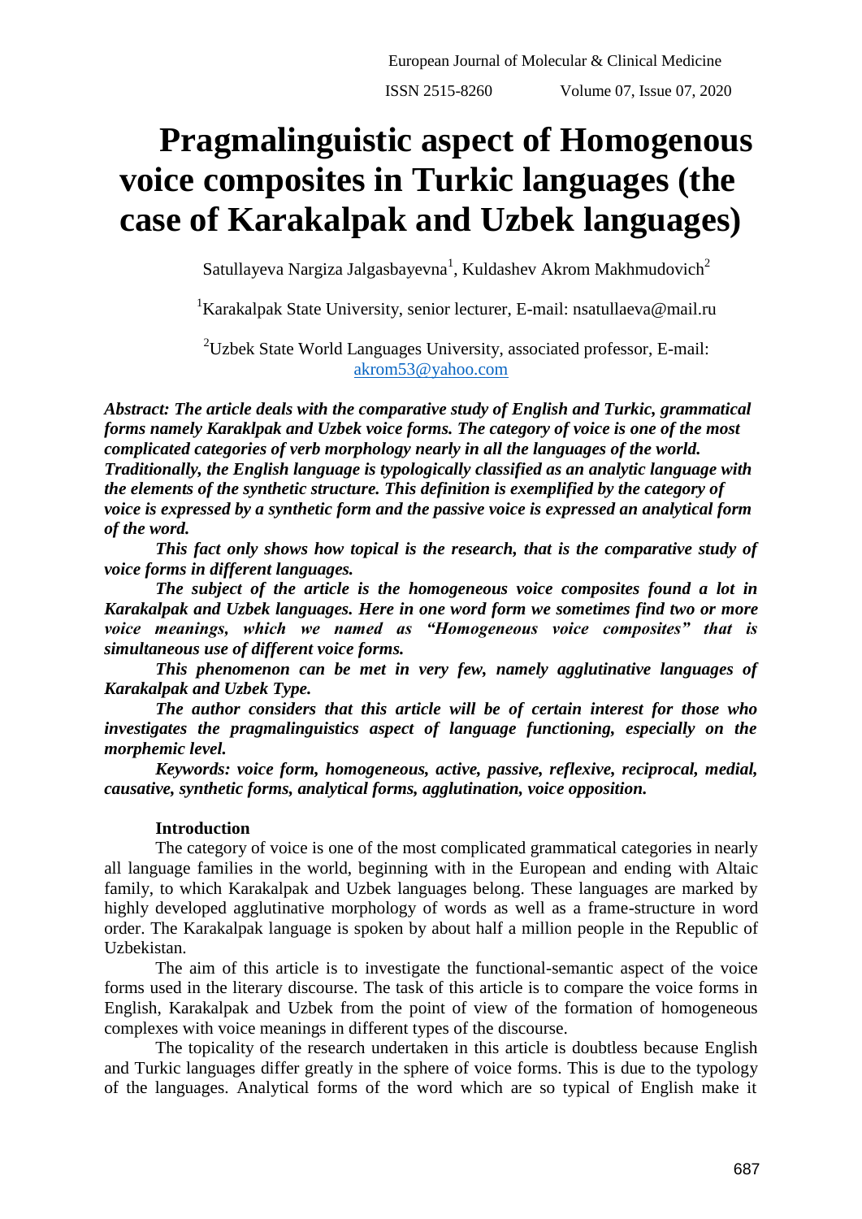# Pragmalinguistic aspect of Homogenous voice composites in Turkic languages (the case of Karakalpak and Uzbek languages)

Satullayeva Nargiza Jalgasbayevna[1], Kuldashev Akrom Makhmudovich[2]

[1]Karakalpak State University, senior lecturer, E-mail: nsatullaeva@mail.ru

[2]Uzbek State World Languages University, associated professor, E-mail: akrom53@yahoo.com

***Abstract: The article deals with the comparative study of English and Turkic, grammatical forms namely Karaklpak and Uzbek voice forms. The category of voice is one of the most complicated categories of verb morphology nearly in all the languages of the world. Traditionally, the English language is typologically classified as an analytic language with the elements of the synthetic structure. This definition is exemplified by the category of voice is expressed by a synthetic form and the passive voice is expressed an analytical form of the word.***

***This fact only shows how topical is the research, that is the comparative study of voice forms in different languages.***

***The subject of the article is the homogeneous voice composites found a lot in Karakalpak and Uzbek languages. Here in one word form we sometimes find two or more voice meanings, which we named as "Homogeneous voice composites" that is simultaneous use of different voice forms.***

***This phenomenon can be met in very few, namely agglutinative languages of Karakalpak and Uzbek Type.***

***The author considers that this article will be of certain interest for those who investigates the pragmalinguistics aspect of language functioning, especially on the morphemic level.***

***Keywords: voice form, homogeneous, active, passive, reflexive, reciprocal, medial, causative, synthetic forms, analytical forms, agglutination, voice opposition.***

## Introduction

The category of voice is one of the most complicated grammatical categories in nearly all language families in the world, beginning with in the European and ending with Altaic family, to which Karakalpak and Uzbek languages belong. These languages are marked by highly developed agglutinative morphology of words as well as a frame-structure in word order. The Karakalpak language is spoken by about half a million people in the Republic of Uzbekistan.

The aim of this article is to investigate the functional-semantic aspect of the voice forms used in the literary discourse. The task of this article is to compare the voice forms in English, Karakalpak and Uzbek from the point of view of the formation of homogeneous complexes with voice meanings in different types of the discourse.

The topicality of the research undertaken in this article is doubtless because English and Turkic languages differ greatly in the sphere of voice forms. This is due to the typology of the languages. Analytical forms of the word which are so typical of English make it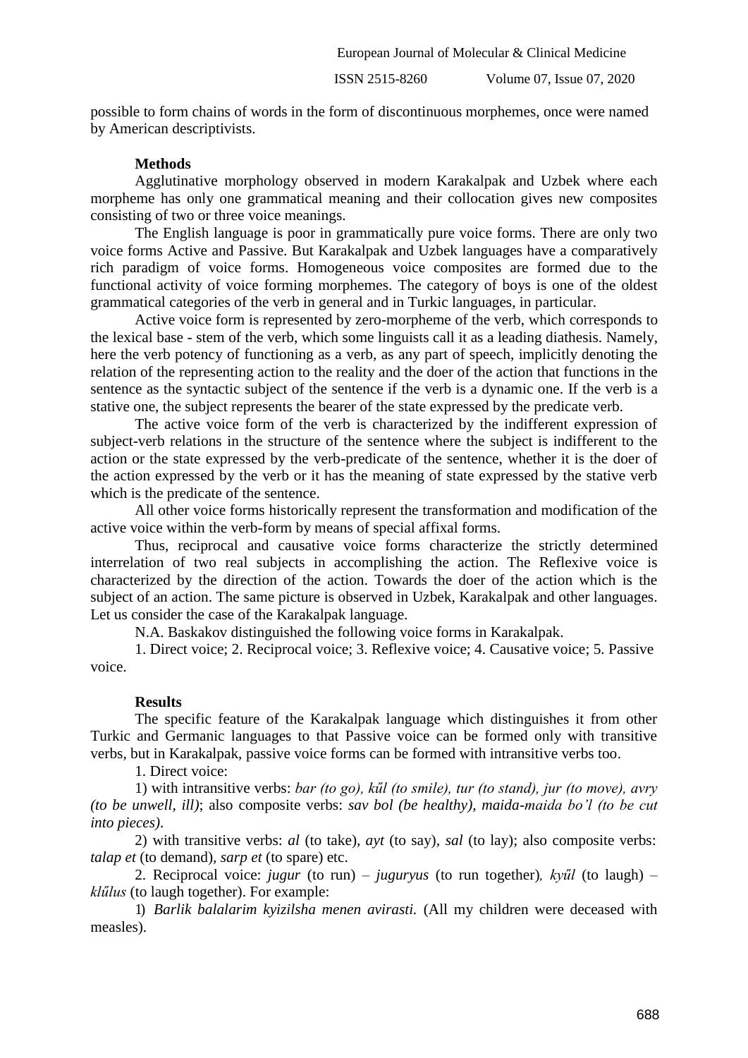possible to form chains of words in the form of discontinuous morphemes, once were named by American descriptivists.

## Methods

Agglutinative morphology observed in modern Karakalpak and Uzbek where each morpheme has only one grammatical meaning and their collocation gives new composites consisting of two or three voice meanings.

The English language is poor in grammatically pure voice forms. There are only two voice forms Active and Passive. But Karakalpak and Uzbek languages have a comparatively rich paradigm of voice forms. Homogeneous voice composites are formed due to the functional activity of voice forming morphemes. The category of boys is one of the oldest grammatical categories of the verb in general and in Turkic languages, in particular.

Active voice form is represented by zero-morpheme of the verb, which corresponds to the lexical base - stem of the verb, which some linguists call it as a leading diathesis. Namely, here the verb potency of functioning as a verb, as any part of speech, implicitly denoting the relation of the representing action to the reality and the doer of the action that functions in the sentence as the syntactic subject of the sentence if the verb is a dynamic one. If the verb is a stative one, the subject represents the bearer of the state expressed by the predicate verb.

The active voice form of the verb is characterized by the indifferent expression of subject-verb relations in the structure of the sentence where the subject is indifferent to the action or the state expressed by the verb-predicate of the sentence, whether it is the doer of the action expressed by the verb or it has the meaning of state expressed by the stative verb which is the predicate of the sentence.

All other voice forms historically represent the transformation and modification of the active voice within the verb-form by means of special affixal forms.

Thus, reciprocal and causative voice forms characterize the strictly determined interrelation of two real subjects in accomplishing the action. The Reflexive voice is characterized by the direction of the action. Towards the doer of the action which is the subject of an action. The same picture is observed in Uzbek, Karakalpak and other languages. Let us consider the case of the Karakalpak language.

N.A. Baskakov distinguished the following voice forms in Karakalpak.

1. Direct voice; 2. Reciprocal voice; 3. Reflexive voice; 4. Causative voice; 5. Passive voice.

## Results

The specific feature of the Karakalpak language which distinguishes it from other Turkic and Germanic languages to that Passive voice can be formed only with transitive verbs, but in Karakalpak, passive voice forms can be formed with intransitive verbs too.

1. Direct voice:

1) with intransitive verbs: *bar (to go), kűl (to smile), tur (to stand), jur (to move), avry (to be unwell, ill)*; also composite verbs: *sav bol (be healthy), maida-maida bo'l (to be cut into pieces)*.

2) with transitive verbs: *al* (to take), *ayt* (to say), *sal* (to lay); also composite verbs: *talap et* (to demand), *sarp et* (to spare) etc.

2. Reciprocal voice: *jugur* (to run) – *juguryus* (to run together), *kyűl* (to laugh) – *klűlus* (to laugh together). For example:

1) *Barlik balalarim kyizilsha menen avirasti.* (All my children were deceased with measles).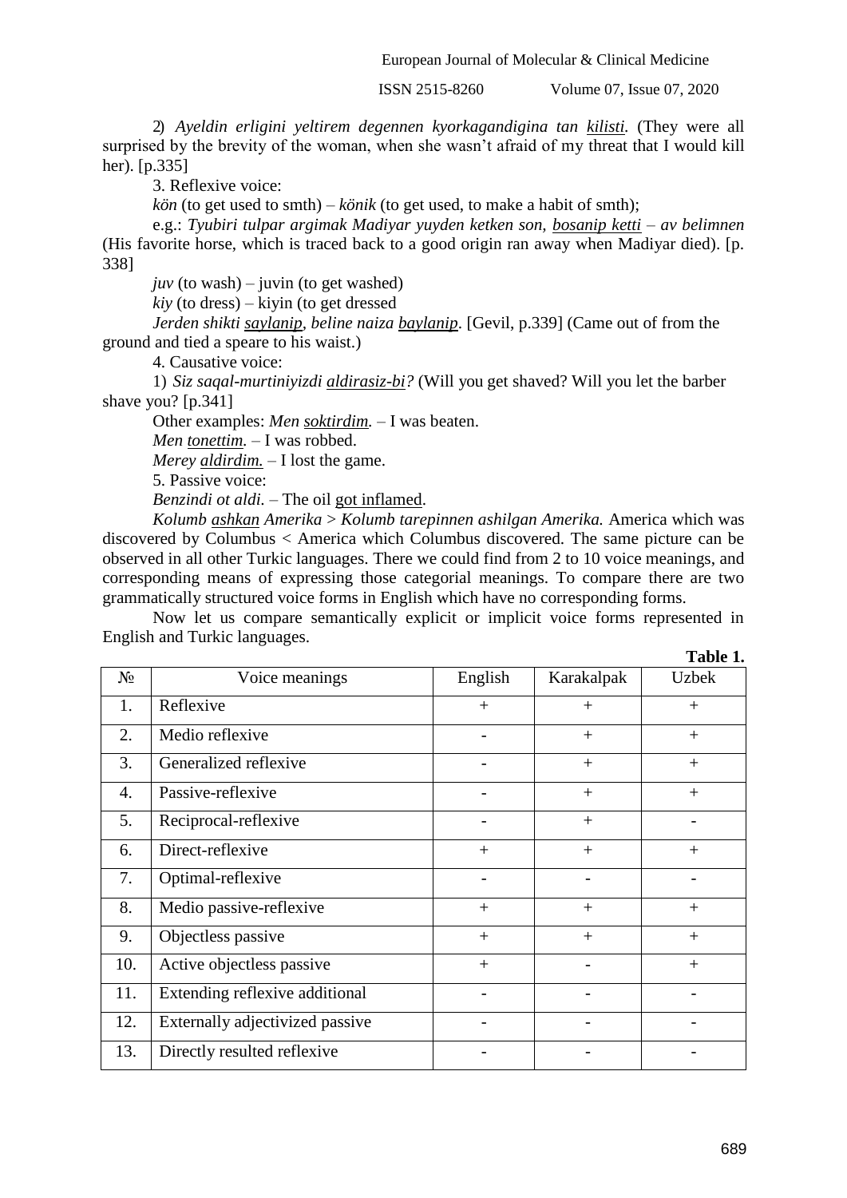2) *Ayeldin erligini yeltirem degennen kyorkagandigina tan kilisti.* (They were all surprised by the brevity of the woman, when she wasn't afraid of my threat that I would kill her). [p.335]

3. Reflexive voice:

*kön* (to get used to smth) – *könik* (to get used, to make a habit of smth);

e.g.: *Tyubiri tulpar argimak Madiyar yuyden ketken son, bosanip ketti – av belimnen* (His favorite horse, which is traced back to a good origin ran away when Madiyar died). [p. 338]

*juv* (to wash) – juvin (to get washed)

*kiy* (to dress) – kiyin (to get dressed

*Jerden shikti saylanip, beline naiza baylanip.* [Gevil, p.339] (Came out of from the ground and tied a speare to his waist.)

4. Causative voice:

1) *Siz saqal-murtiniyizdi aldirasiz-bi?* (Will you get shaved? Will you let the barber shave you? [p.341]

Other examples: *Men soktirdim.* – I was beaten.

*Men tonettim.* – I was robbed.

*Merey aldirdim.* – I lost the game.

5. Passive voice:

*Benzindi ot aldi.* – The oil got inflamed.

*Kolumb ashkan Amerika > Kolumb tarepinnen ashilgan Amerika.* America which was discovered by Columbus < America which Columbus discovered. The same picture can be observed in all other Turkic languages. There we could find from 2 to 10 voice meanings, and corresponding means of expressing those categorial meanings. To compare there are two grammatically structured voice forms in English which have no corresponding forms.

Now let us compare semantically explicit or implicit voice forms represented in English and Turkic languages.

**Table 1.**

| № | Voice meanings | English | Karakalpak | Uzbek |
|---|---|---|---|---|
| 1. | Reflexive | + | + | + |
| 2. | Medio reflexive | - | + | + |
| 3. | Generalized reflexive | - | + | + |
| 4. | Passive-reflexive | - | + | + |
| 5. | Reciprocal-reflexive | - | + | - |
| 6. | Direct-reflexive | + | + | + |
| 7. | Optimal-reflexive | - | - | - |
| 8. | Medio passive-reflexive | + | + | + |
| 9. | Objectless passive | + | + | + |
| 10. | Active objectless passive | + | - | + |
| 11. | Extending reflexive additional | - | - | - |
| 12. | Externally adjectivized passive | - | - | - |
| 13. | Directly resulted reflexive | - | - | - |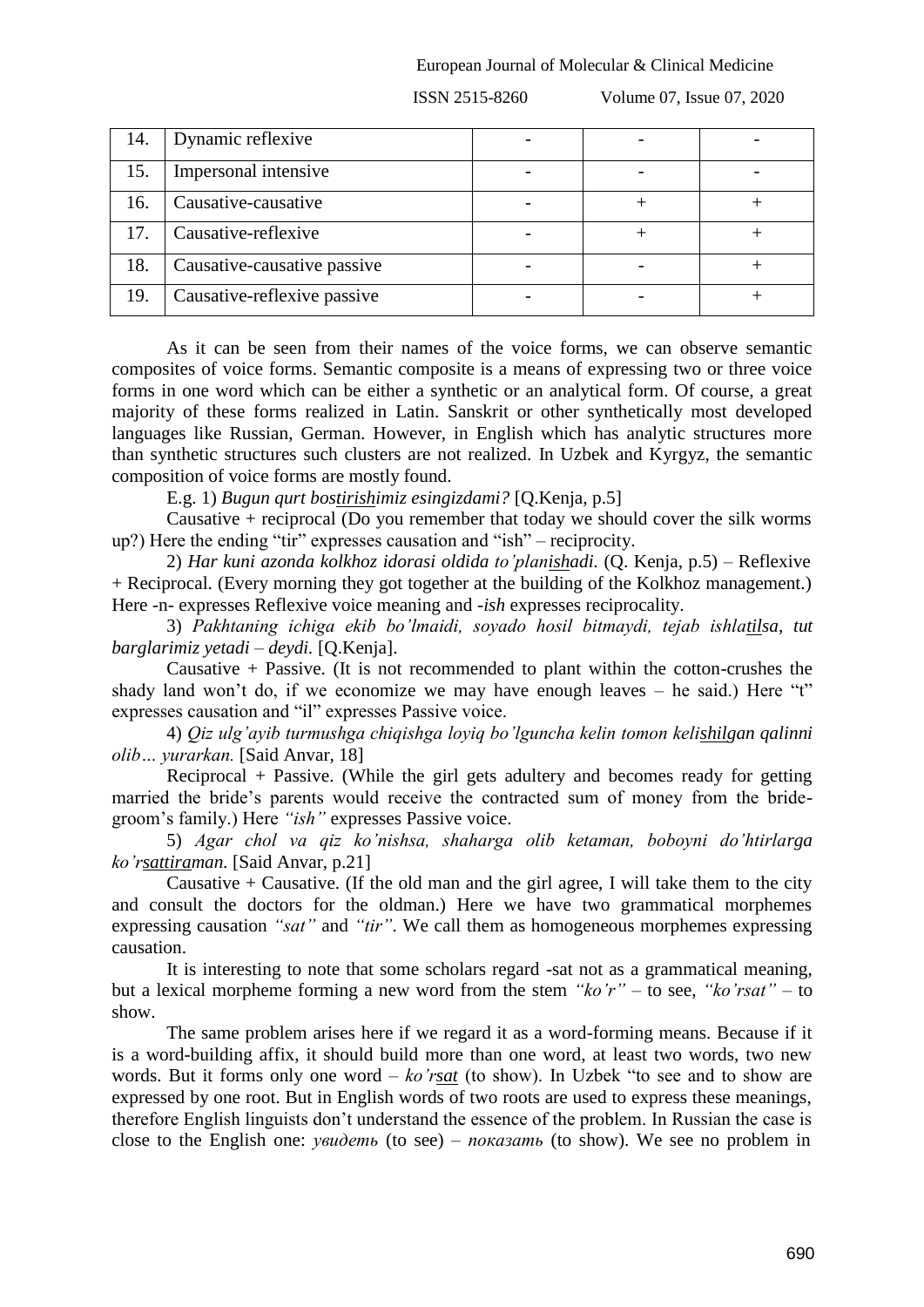| 14. | Dynamic reflexive | - | - | - |
|---|---|---|---|---|
| 15. | Impersonal intensive | - | - | - |
| 16. | Causative-causative | - | + | + |
| 17. | Causative-reflexive | - | + | + |
| 18. | Causative-causative passive | - | - | + |
| 19. | Causative-reflexive passive | - | - | + |

As it can be seen from their names of the voice forms, we can observe semantic composites of voice forms. Semantic composite is a means of expressing two or three voice forms in one word which can be either a synthetic or an analytical form. Of course, a great majority of these forms realized in Latin. Sanskrit or other synthetically most developed languages like Russian, German. However, in English which has analytic structures more than synthetic structures such clusters are not realized. In Uzbek and Kyrgyz, the semantic composition of voice forms are mostly found.

E.g. 1) *Bugun qurt bos<u>tirish</u>imiz esingizdami?* [Q.Kenja, p.5]

Causative + reciprocal (Do you remember that today we should cover the silk worms up?) Here the ending "tir" expresses causation and "ish" – reciprocity.

2) *Har kuni azonda kolkhoz idorasi oldida to'plan<u>ish</u>adi.* (Q. Kenja, p.5) – Reflexive + Reciprocal. (Every morning they got together at the building of the Kolkhoz management.) Here -n- expresses Reflexive voice meaning and *-ish* expresses reciprocality.

3) *Pakhtaning ichiga ekib bo'lmaidi, soyado hosil bitmaydi, tejab ishla<u>tils</u>a, tut barglarimiz yetadi – deydi.* [Q.Kenja].

Causative + Passive. (It is not recommended to plant within the cotton-crushes the shady land won't do, if we economize we may have enough leaves – he said.) Here "t" expresses causation and "il" expresses Passive voice.

4) *Qiz ulg'ayib turmushga chiqishga loyiq bo'lguncha kelin tomon keli<u>shil</u>gan qalinni olib… yurarkan.* [Said Anvar, 18]

Reciprocal + Passive. (While the girl gets adultery and becomes ready for getting married the bride's parents would receive the contracted sum of money from the bride-groom's family.) Here *"ish"* expresses Passive voice.

5) *Agar chol va qiz ko'nishsa, shaharga olib ketaman, boboyni do'htirlarga ko'r<u>sattira</u>man.* [Said Anvar, p.21]

Causative + Causative. (If the old man and the girl agree, I will take them to the city and consult the doctors for the oldman.) Here we have two grammatical morphemes expressing causation *"sat"* and *"tir"*. We call them as homogeneous morphemes expressing causation.

It is interesting to note that some scholars regard -sat not as a grammatical meaning, but a lexical morpheme forming a new word from the stem *"ko'r"* – to see, *"ko'rsat"* – to show.

The same problem arises here if we regard it as a word-forming means. Because if it is a word-building affix, it should build more than one word, at least two words, two new words. But it forms only one word – *ko'r<u>sat</u>* (to show). In Uzbek "to see and to show are expressed by one root. But in English words of two roots are used to express these meanings, therefore English linguists don't understand the essence of the problem. In Russian the case is close to the English one: *увидеть* (to see) – *показать* (to show). We see no problem in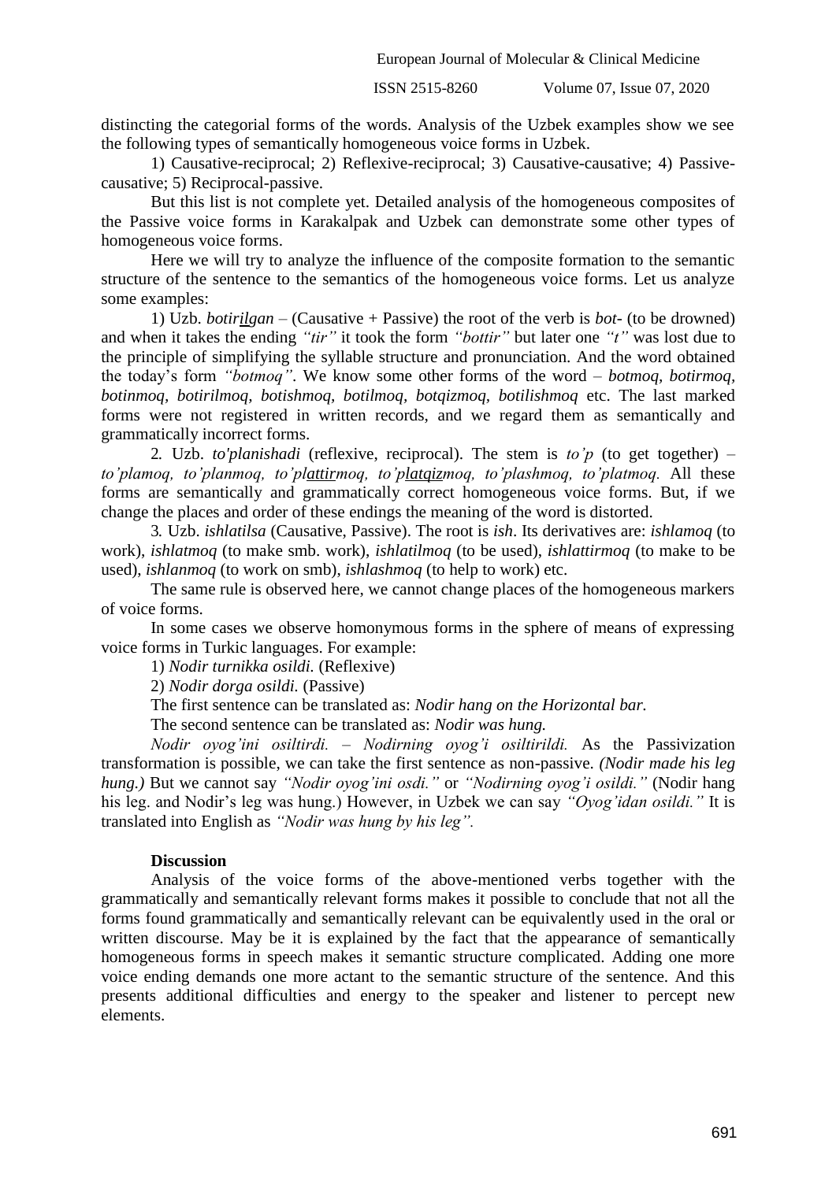distincting the categorial forms of the words. Analysis of the Uzbek examples show we see the following types of semantically homogeneous voice forms in Uzbek.

1) Causative-reciprocal; 2) Reflexive-reciprocal; 3) Causative-causative; 4) Passive-causative; 5) Reciprocal-passive.

But this list is not complete yet. Detailed analysis of the homogeneous composites of the Passive voice forms in Karakalpak and Uzbek can demonstrate some other types of homogeneous voice forms.

Here we will try to analyze the influence of the composite formation to the semantic structure of the sentence to the semantics of the homogeneous voice forms. Let us analyze some examples:

1) Uzb. *botir<u>il</u>gan* – (Causative + Passive) the root of the verb is *bot-* (to be drowned) and when it takes the ending *"tir"* it took the form *"bottir"* but later one *"t"* was lost due to the principle of simplifying the syllable structure and pronunciation. And the word obtained the today's form *"botmoq"*. We know some other forms of the word – *botmoq, botirmoq, botinmoq, botirilmoq, botishmoq, botilmoq, botqizmoq, botilishmoq* etc. The last marked forms were not registered in written records, and we regard them as semantically and grammatically incorrect forms.

2. Uzb. *to'planishadi* (reflexive, reciprocal). The stem is *to'p* (to get together) – *to'plamoq, to'planmoq, to'pl<u>attir</u>moq, to'p<u>latqiz</u>moq, to'plashmoq, to'platmoq.* All these forms are semantically and grammatically correct homogeneous voice forms. But, if we change the places and order of these endings the meaning of the word is distorted.

3. Uzb. *ishlatilsa* (Causative, Passive). The root is *ish*. Its derivatives are: *ishlamoq* (to work), *ishlatmoq* (to make smb. work), *ishlatilmoq* (to be used), *ishlattirmoq* (to make to be used), *ishlanmoq* (to work on smb), *ishlashmoq* (to help to work) etc.

The same rule is observed here, we cannot change places of the homogeneous markers of voice forms.

In some cases we observe homonymous forms in the sphere of means of expressing voice forms in Turkic languages. For example:

1) *Nodir turnikka osildi.* (Reflexive)

2) *Nodir dorga osildi.* (Passive)

The first sentence can be translated as: *Nodir hang on the Horizontal bar.*

The second sentence can be translated as: *Nodir was hung.*

*Nodir oyog'ini osiltirdi. – Nodirning oyog'i osiltirildi.* As the Passivization transformation is possible, we can take the first sentence as non-passive. *(Nodir made his leg hung.)* But we cannot say *"Nodir oyog'ini osdi."* or *"Nodirning oyog'i osildi."* (Nodir hang his leg. and Nodir's leg was hung.) However, in Uzbek we can say *"Oyog'idan osildi."* It is translated into English as *"Nodir was hung by his leg".*

**Discussion**

Analysis of the voice forms of the above-mentioned verbs together with the grammatically and semantically relevant forms makes it possible to conclude that not all the forms found grammatically and semantically relevant can be equivalently used in the oral or written discourse. May be it is explained by the fact that the appearance of semantically homogeneous forms in speech makes it semantic structure complicated. Adding one more voice ending demands one more actant to the semantic structure of the sentence. And this presents additional difficulties and energy to the speaker and listener to percept new elements.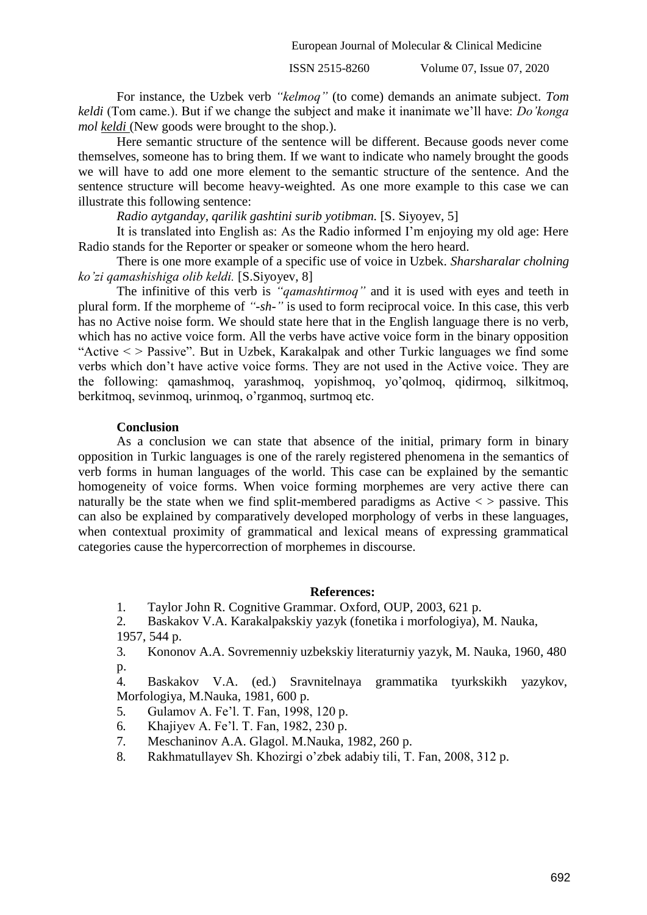For instance, the Uzbek verb *"kelmoq"* (to come) demands an animate subject. *Tom keldi* (Tom came.). But if we change the subject and make it inanimate we'll have: *Do'konga mol keldi* (New goods were brought to the shop.).

Here semantic structure of the sentence will be different. Because goods never come themselves, someone has to bring them. If we want to indicate who namely brought the goods we will have to add one more element to the semantic structure of the sentence. And the sentence structure will become heavy-weighted. As one more example to this case we can illustrate this following sentence:

*Radio aytganday, qarilik gashtini surib yotibman.* [S. Siyoyev, 5]

It is translated into English as: As the Radio informed I'm enjoying my old age: Here Radio stands for the Reporter or speaker or someone whom the hero heard.

There is one more example of a specific use of voice in Uzbek. *Sharsharalar cholning ko'zi qamashishiga olib keldi.* [S.Siyoyev, 8]

The infinitive of this verb is *"qamashtirmoq"* and it is used with eyes and teeth in plural form. If the morpheme of *"-sh-"* is used to form reciprocal voice. In this case, this verb has no Active noise form. We should state here that in the English language there is no verb, which has no active voice form. All the verbs have active voice form in the binary opposition "Active < > Passive". But in Uzbek, Karakalpak and other Turkic languages we find some verbs which don't have active voice forms. They are not used in the Active voice. They are the following: qamashmoq, yarashmoq, yopishmoq, yo'qolmoq, qidirmoq, silkitmoq, berkitmoq, sevinmoq, urinmoq, o'rganmoq, surtmoq etc.

**Conclusion**

As a conclusion we can state that absence of the initial, primary form in binary opposition in Turkic languages is one of the rarely registered phenomena in the semantics of verb forms in human languages of the world. This case can be explained by the semantic homogeneity of voice forms. When voice forming morphemes are very active there can naturally be the state when we find split-membered paradigms as Active < > passive. This can also be explained by comparatively developed morphology of verbs in these languages, when contextual proximity of grammatical and lexical means of expressing grammatical categories cause the hypercorrection of morphemes in discourse.

**References:**

1. Taylor John R. Cognitive Grammar. Oxford, OUP, 2003, 621 p.
2. Baskakov V.A. Karakalpakskiy yazyk (fonetika i morfologiya), M. Nauka, 1957, 544 p.
3. Kononov A.A. Sovremenniy uzbekskiy literaturniy yazyk, M. Nauka, 1960, 480 p.
4. Baskakov V.A. (ed.) Sravnitelnaya grammatika tyurkskikh yazykov, Morfologiya, M.Nauka, 1981, 600 p.
5. Gulamov A. Fe'l. T. Fan, 1998, 120 p.
6. Khajiyev A. Fe'l. T. Fan, 1982, 230 p.
7. Meschaninov A.A. Glagol. M.Nauka, 1982, 260 p.
8. Rakhmatullayev Sh. Khozirgi o'zbek adabiy tili, T. Fan, 2008, 312 p.